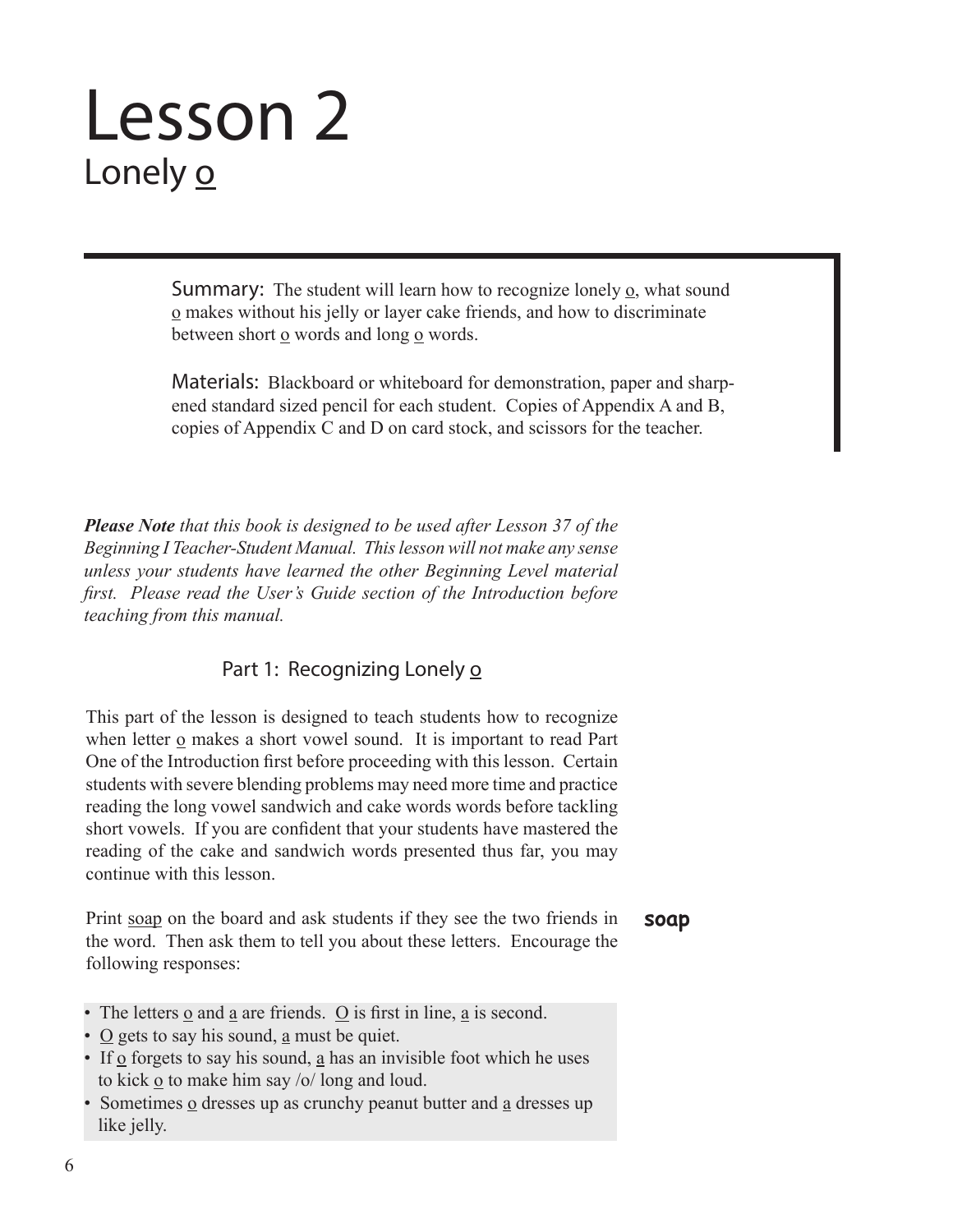# Lesson 2

## Lonely o

**Summary:** The student will learn how to recognize lonely o, what sound o makes without his jelly or layer cake friends, and how to discriminate between short o words and long o words.

**Materials:** Blackboard or whiteboard for demonstration, paper and sharpened standard sized pencil for each student. Copies of Appendix A and B, copies of Appendix C and D on card stock, and scissors for the teacher.

***Please Note*** *that this book is designed to be used after Lesson 37 of the Beginning I Teacher-Student Manual. This lesson will not make any sense unless your students have learned the other Beginning Level material first. Please read the User's Guide section of the Introduction before teaching from this manual.*

### Part 1: Recognizing Lonely o

This part of the lesson is designed to teach students how to recognize when letter o makes a short vowel sound. It is important to read Part One of the Introduction first before proceeding with this lesson. Certain students with severe blending problems may need more time and practice reading the long vowel sandwich and cake words words before tackling short vowels. If you are confident that your students have mastered the reading of the cake and sandwich words presented thus far, you may continue with this lesson.

Print soap on the board and ask students if they see the two friends in the word. Then ask them to tell you about these letters. Encourage the following responses:

**soap**

- The letters o and a are friends. O is first in line, a is second.
- O gets to say his sound, a must be quiet.
- If o forgets to say his sound, a has an invisible foot which he uses to kick o to make him say /o/ long and loud.
- Sometimes o dresses up as crunchy peanut butter and a dresses up like jelly.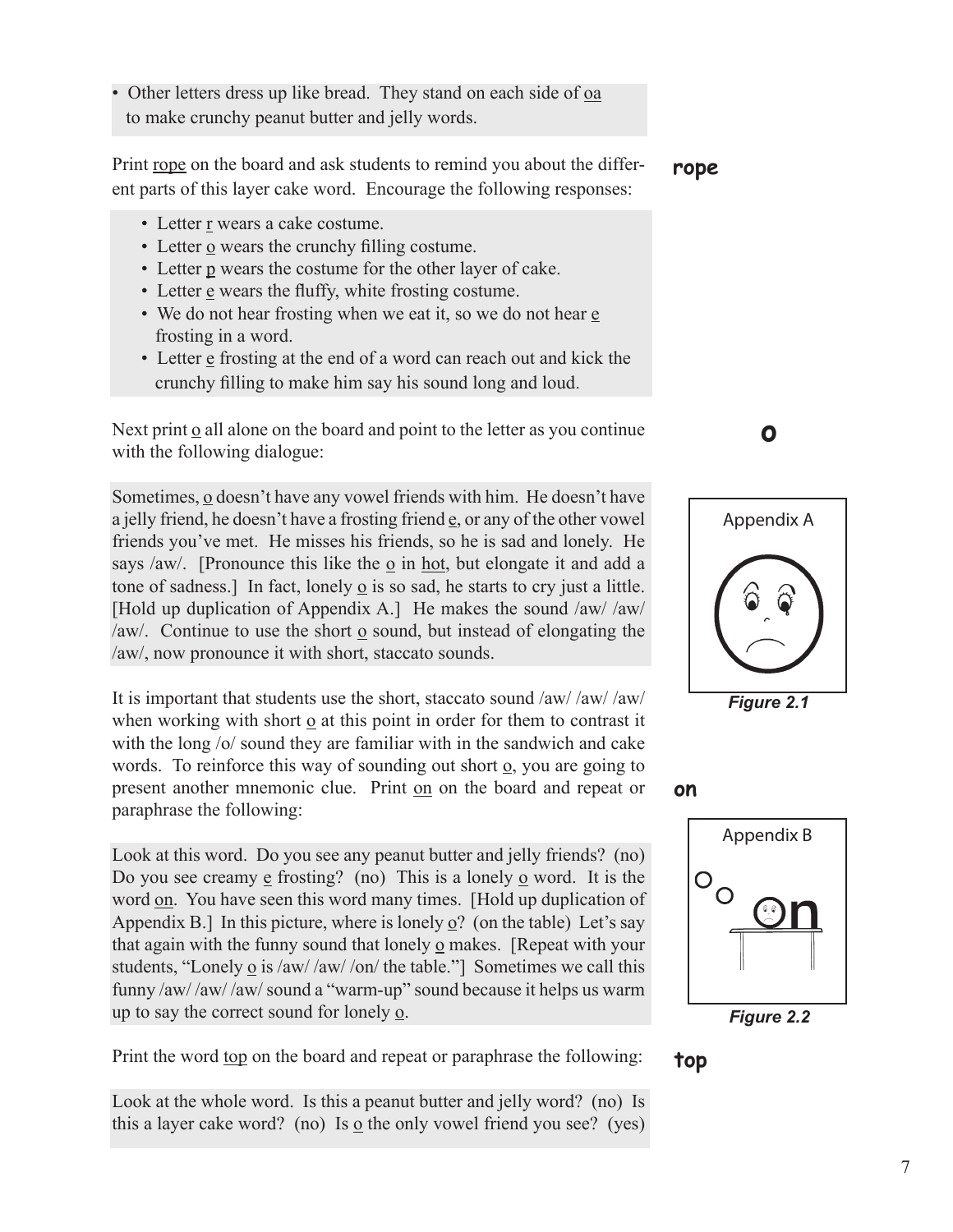• Other letters dress up like bread. They stand on each side of oa to make crunchy peanut butter and jelly words.

Print rope on the board and ask students to remind you about the different parts of this layer cake word. Encourage the following responses:

**rope**

- Letter r wears a cake costume.
- Letter o wears the crunchy filling costume.
- Letter p wears the costume for the other layer of cake.
- Letter e wears the fluffy, white frosting costume.
- We do not hear frosting when we eat it, so we do not hear e frosting in a word.
- Letter e frosting at the end of a word can reach out and kick the crunchy filling to make him say his sound long and loud.

Next print o all alone on the board and point to the letter as you continue with the following dialogue:

**o**

Sometimes, o doesn't have any vowel friends with him. He doesn't have a jelly friend, he doesn't have a frosting friend e, or any of the other vowel friends you've met. He misses his friends, so he is sad and lonely. He says /aw/. [Pronounce this like the o in hot, but elongate it and add a tone of sadness.] In fact, lonely o is so sad, he starts to cry just a little. [Hold up duplication of Appendix A.] He makes the sound /aw/ /aw/ /aw/. Continue to use the short o sound, but instead of elongating the /aw/, now pronounce it with short, staccato sounds.

Appendix A

*Figure 2.1*

It is important that students use the short, staccato sound /aw/ /aw/ /aw/ when working with short o at this point in order for them to contrast it with the long /o/ sound they are familiar with in the sandwich and cake words. To reinforce this way of sounding out short o, you are going to present another mnemonic clue. Print on on the board and repeat or paraphrase the following:

**on**

Look at this word. Do you see any peanut butter and jelly friends? (no) Do you see creamy e frosting? (no) This is a lonely o word. It is the word on. You have seen this word many times. [Hold up duplication of Appendix B.] In this picture, where is lonely o? (on the table) Let's say that again with the funny sound that lonely o makes. [Repeat with your students, "Lonely o is /aw/ /aw/ /on/ the table."] Sometimes we call this funny /aw/ /aw/ /aw/ sound a "warm-up" sound because it helps us warm up to say the correct sound for lonely o.

Appendix B

*Figure 2.2*

Print the word top on the board and repeat or paraphrase the following:

**top**

Look at the whole word. Is this a peanut butter and jelly word? (no) Is this a layer cake word? (no) Is o the only vowel friend you see? (yes)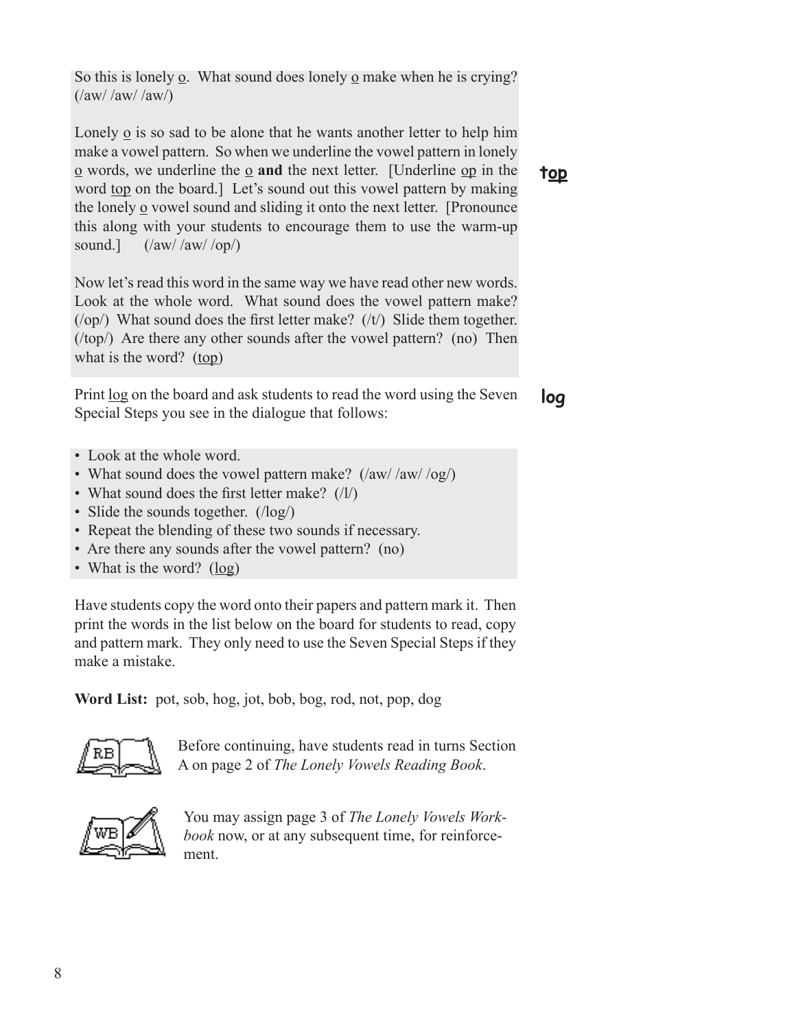So this is lonely o. What sound does lonely o make when he is crying? (/aw/ /aw/ /aw/)

Lonely o is so sad to be alone that he wants another letter to help him make a vowel pattern. So when we underline the vowel pattern in lonely o words, we underline the o **and** the next letter. [Underline op in the word top on the board.] Let's sound out this vowel pattern by making the lonely o vowel sound and sliding it onto the next letter. [Pronounce this along with your students to encourage them to use the warm-up sound.] (/aw/ /aw/ /op/)

**top**

Now let's read this word in the same way we have read other new words. Look at the whole word. What sound does the vowel pattern make? (/op/) What sound does the first letter make? (/t/) Slide them together. (/top/) Are there any other sounds after the vowel pattern? (no) Then what is the word? (top)

Print log on the board and ask students to read the word using the Seven Special Steps you see in the dialogue that follows:

**log**

- Look at the whole word.
- What sound does the vowel pattern make? (/aw/ /aw/ /og/)
- What sound does the first letter make? (/l/)
- Slide the sounds together. (/log/)
- Repeat the blending of these two sounds if necessary.
- Are there any sounds after the vowel pattern? (no)
- What is the word? (log)

Have students copy the word onto their papers and pattern mark it. Then print the words in the list below on the board for students to read, copy and pattern mark. They only need to use the Seven Special Steps if they make a mistake.

**Word List:** pot, sob, hog, jot, bob, bog, rod, not, pop, dog

RB — Before continuing, have students read in turns Section A on page 2 of *The Lonely Vowels Reading Book*.

WB — You may assign page 3 of *The Lonely Vowels Workbook* now, or at any subsequent time, for reinforcement.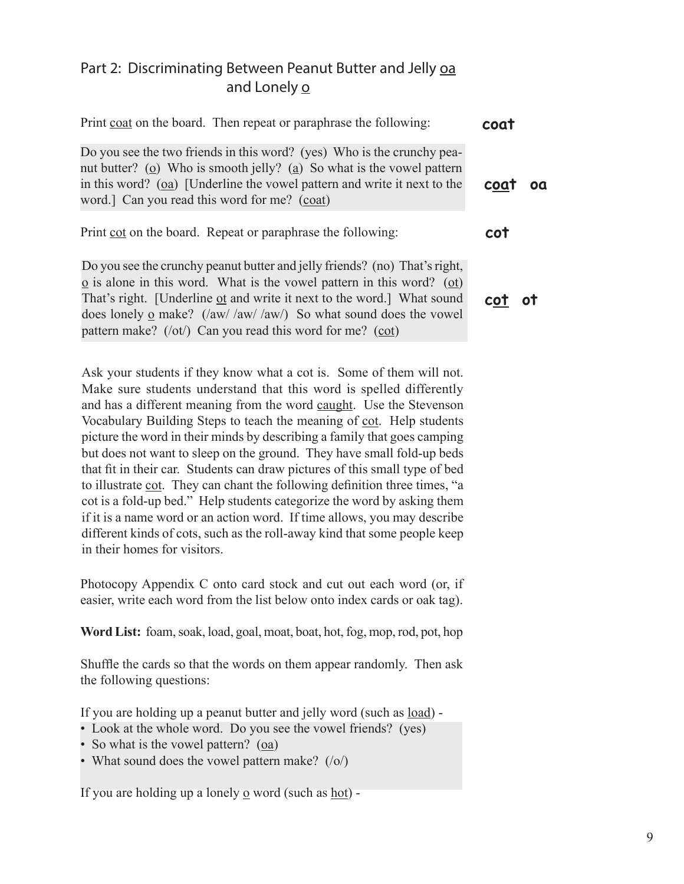## Part 2: Discriminating Between Peanut Butter and Jelly <u>oa</u> and Lonely <u>o</u>

Print <u>coat</u> on the board. Then repeat or paraphrase the following:

**coat**

Do you see the two friends in this word? (yes) Who is the crunchy peanut butter? (<u>o</u>) Who is smooth jelly? (<u>a</u>) So what is the vowel pattern in this word? (<u>oa</u>) [Underline the vowel pattern and write it next to the word.] Can you read this word for me? (<u>coat</u>)

**c<u>oa</u>t oa**

Print <u>cot</u> on the board. Repeat or paraphrase the following:

**cot**

Do you see the crunchy peanut butter and jelly friends? (no) That's right, <u>o</u> is alone in this word. What is the vowel pattern in this word? (<u>ot</u>) That's right. [Underline <u>ot</u> and write it next to the word.] What sound does lonely <u>o</u> make? (/aw/ /aw/ /aw/) So what sound does the vowel pattern make? (/ot/) Can you read this word for me? (<u>cot</u>)

**c<u>ot</u> ot**

Ask your students if they know what a cot is. Some of them will not. Make sure students understand that this word is spelled differently and has a different meaning from the word <u>caught</u>. Use the Stevenson Vocabulary Building Steps to teach the meaning of <u>cot</u>. Help students picture the word in their minds by describing a family that goes camping but does not want to sleep on the ground. They have small fold-up beds that fit in their car. Students can draw pictures of this small type of bed to illustrate <u>cot</u>. They can chant the following definition three times, "a cot is a fold-up bed." Help students categorize the word by asking them if it is a name word or an action word. If time allows, you may describe different kinds of cots, such as the roll-away kind that some people keep in their homes for visitors.

Photocopy Appendix C onto card stock and cut out each word (or, if easier, write each word from the list below onto index cards or oak tag).

**Word List:** foam, soak, load, goal, moat, boat, hot, fog, mop, rod, pot, hop

Shuffle the cards so that the words on them appear randomly. Then ask the following questions:

If you are holding up a peanut butter and jelly word (such as <u>load</u>) -

- Look at the whole word. Do you see the vowel friends? (yes)
- So what is the vowel pattern? (<u>oa</u>)
- What sound does the vowel pattern make? (/o/)

If you are holding up a lonely <u>o</u> word (such as <u>hot</u>) -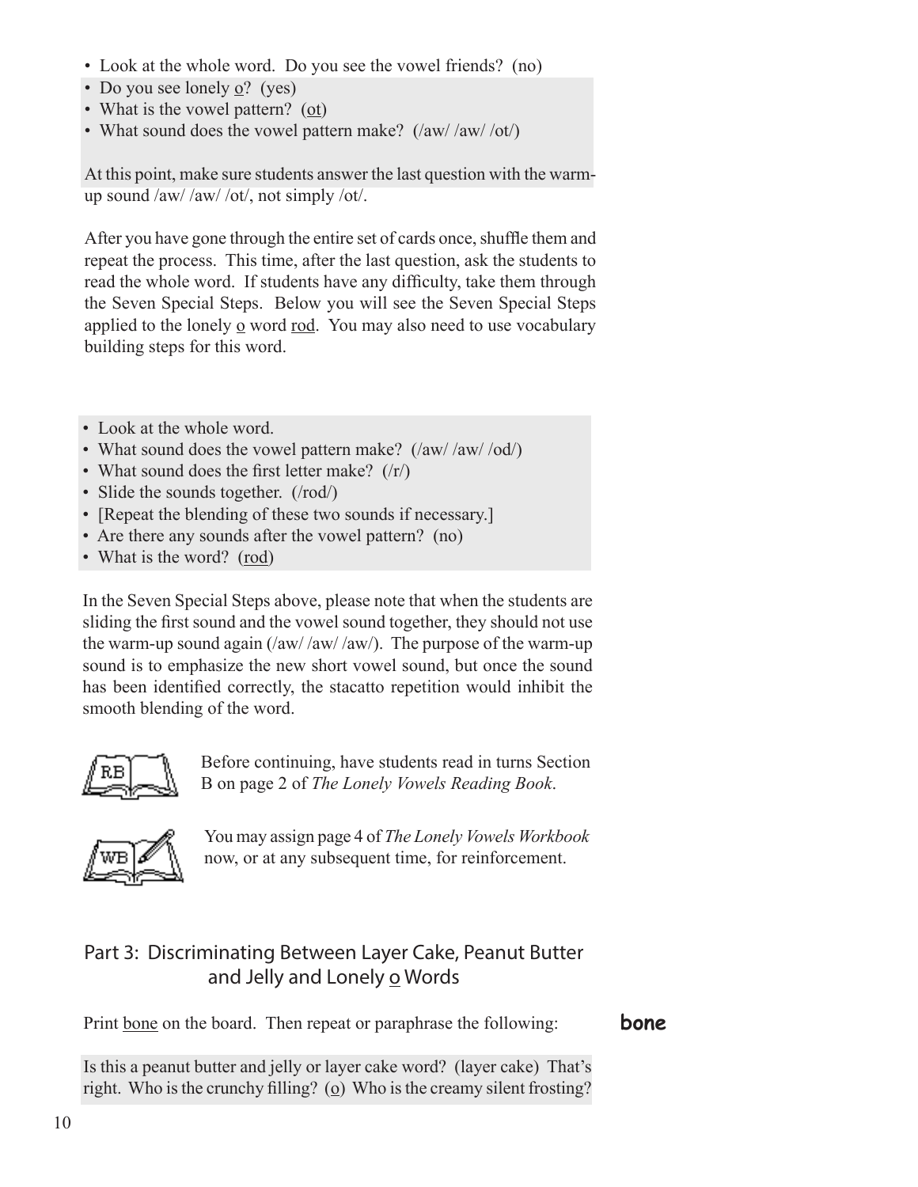- Look at the whole word. Do you see the vowel friends? (no)
- Do you see lonely <u>o</u>? (yes)
- What is the vowel pattern? (<u>ot</u>)
- What sound does the vowel pattern make? (/aw/ /aw/ /ot/)

At this point, make sure students answer the last question with the warm-up sound /aw/ /aw/ /ot/, not simply /ot/.

After you have gone through the entire set of cards once, shuffle them and repeat the process. This time, after the last question, ask the students to read the whole word. If students have any difficulty, take them through the Seven Special Steps. Below you will see the Seven Special Steps applied to the lonely <u>o</u> word <u>rod</u>. You may also need to use vocabulary building steps for this word.

- Look at the whole word.
- What sound does the vowel pattern make? (/aw/ /aw/ /od/)
- What sound does the first letter make? (/r/)
- Slide the sounds together. (/rod/)
- [Repeat the blending of these two sounds if necessary.]
- Are there any sounds after the vowel pattern? (no)
- What is the word? (<u>rod</u>)

In the Seven Special Steps above, please note that when the students are sliding the first sound and the vowel sound together, they should not use the warm-up sound again (/aw/ /aw/ /aw/). The purpose of the warm-up sound is to emphasize the new short vowel sound, but once the sound has been identified correctly, the stacatto repetition would inhibit the smooth blending of the word.

RB — Before continuing, have students read in turns Section B on page 2 of *The Lonely Vowels Reading Book*.

WB — You may assign page 4 of *The Lonely Vowels Workbook* now, or at any subsequent time, for reinforcement.

## Part 3: Discriminating Between Layer Cake, Peanut Butter and Jelly and Lonely <u>o</u> Words

Print <u>bone</u> on the board. Then repeat or paraphrase the following:

**bone**

Is this a peanut butter and jelly or layer cake word? (layer cake) That's right. Who is the crunchy filling? (<u>o</u>) Who is the creamy silent frosting?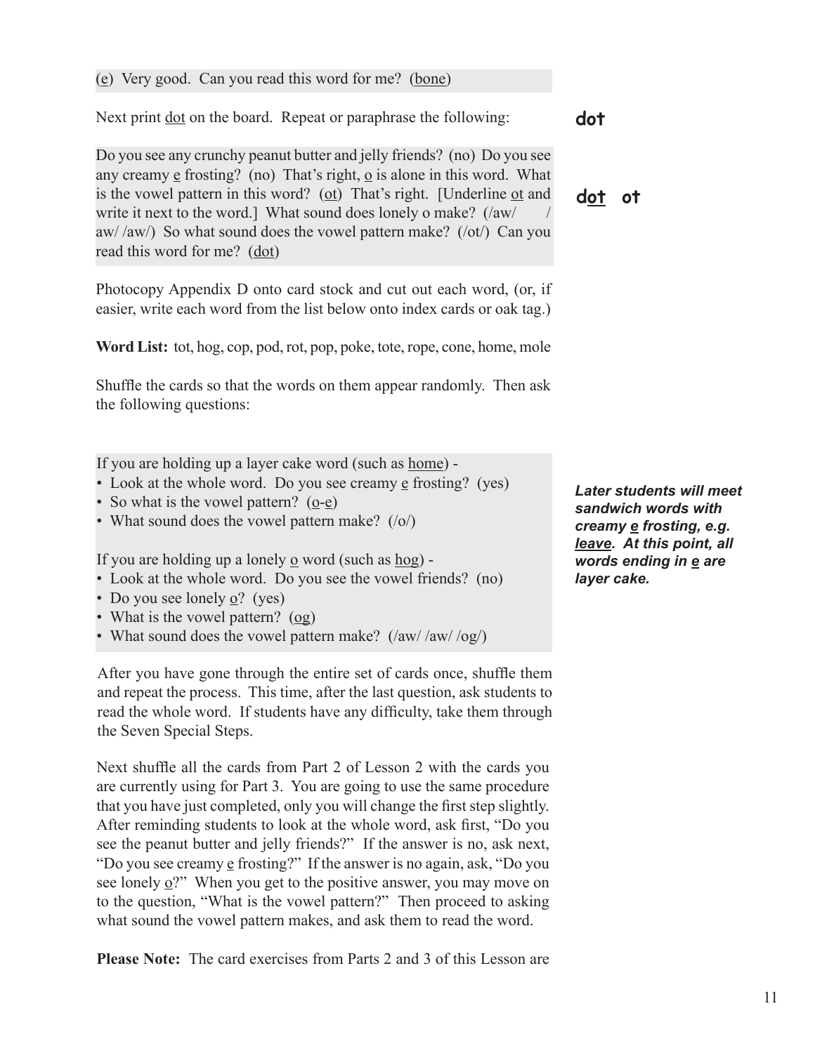(<u>e</u>) Very good. Can you read this word for me? (<u>bone</u>)

Next print <u>dot</u> on the board. Repeat or paraphrase the following:

**dot**

Do you see any crunchy peanut butter and jelly friends? (no) Do you see any creamy <u>e</u> frosting? (no) That's right, <u>o</u> is alone in this word. What is the vowel pattern in this word? (<u>ot</u>) That's right. [Underline <u>ot</u> and write it next to the word.] What sound does lonely o make? (/aw/ /aw/ /aw/) So what sound does the vowel pattern make? (/ot/) Can you read this word for me? (<u>dot</u>)

**d<u>ot</u> ot**

Photocopy Appendix D onto card stock and cut out each word, (or, if easier, write each word from the list below onto index cards or oak tag.)

**Word List:** tot, hog, cop, pod, rot, pop, poke, tote, rope, cone, home, mole

Shuffle the cards so that the words on them appear randomly. Then ask the following questions:

If you are holding up a layer cake word (such as <u>home</u>) -

- Look at the whole word. Do you see creamy <u>e</u> frosting? (yes)
- So what is the vowel pattern? (<u>o</u>-<u>e</u>)
- What sound does the vowel pattern make? (/o/)

If you are holding up a lonely <u>o</u> word (such as <u>hog</u>) -

- Look at the whole word. Do you see the vowel friends? (no)
- Do you see lonely <u>o</u>? (yes)
- What is the vowel pattern? (<u>og</u>)
- What sound does the vowel pattern make? (/aw/ /aw/ /og/)

***Later students will meet sandwich words with creamy <u>e</u> frosting, e.g. <u>leave</u>. At this point, all words ending in <u>e</u> are layer cake.***

After you have gone through the entire set of cards once, shuffle them and repeat the process. This time, after the last question, ask students to read the whole word. If students have any difficulty, take them through the Seven Special Steps.

Next shuffle all the cards from Part 2 of Lesson 2 with the cards you are currently using for Part 3. You are going to use the same procedure that you have just completed, only you will change the first step slightly. After reminding students to look at the whole word, ask first, "Do you see the peanut butter and jelly friends?" If the answer is no, ask next, "Do you see creamy <u>e</u> frosting?" If the answer is no again, ask, "Do you see lonely <u>o</u>?" When you get to the positive answer, you may move on to the question, "What is the vowel pattern?" Then proceed to asking what sound the vowel pattern makes, and ask them to read the word.

**Please Note:** The card exercises from Parts 2 and 3 of this Lesson are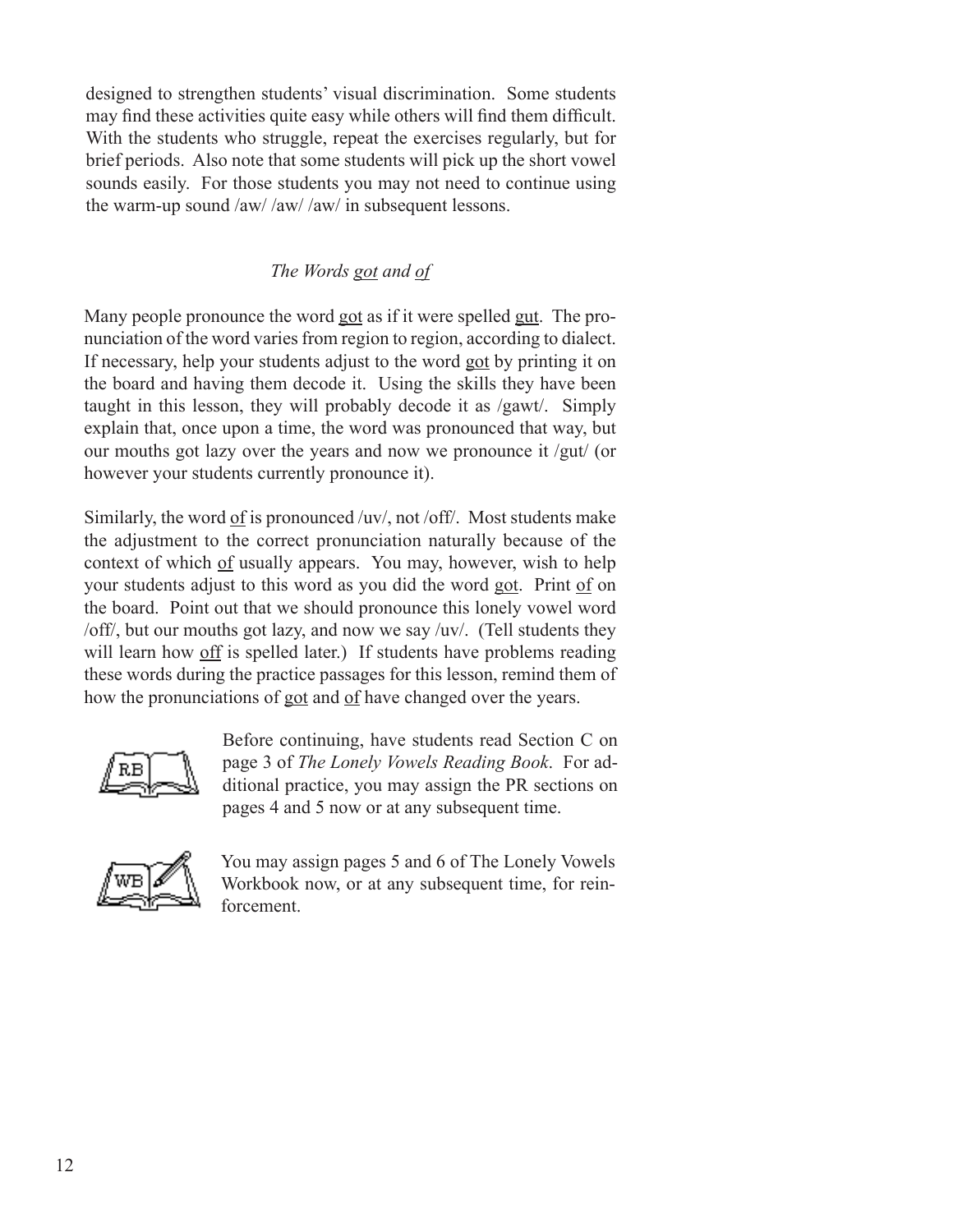designed to strengthen students' visual discrimination. Some students may find these activities quite easy while others will find them difficult. With the students who struggle, repeat the exercises regularly, but for brief periods. Also note that some students will pick up the short vowel sounds easily. For those students you may not need to continue using the warm-up sound /aw/ /aw/ /aw/ in subsequent lessons.

### *The Words <u>got</u> and <u>of</u>*

Many people pronounce the word <u>got</u> as if it were spelled <u>gut</u>. The pronunciation of the word varies from region to region, according to dialect. If necessary, help your students adjust to the word <u>got</u> by printing it on the board and having them decode it. Using the skills they have been taught in this lesson, they will probably decode it as /gawt/. Simply explain that, once upon a time, the word was pronounced that way, but our mouths got lazy over the years and now we pronounce it /gut/ (or however your students currently pronounce it).

Similarly, the word <u>of</u> is pronounced /uv/, not /off/. Most students make the adjustment to the correct pronunciation naturally because of the context of which <u>of</u> usually appears. You may, however, wish to help your students adjust to this word as you did the word <u>got</u>. Print <u>of</u> on the board. Point out that we should pronounce this lonely vowel word /off/, but our mouths got lazy, and now we say /uv/. (Tell students they will learn how <u>off</u> is spelled later.) If students have problems reading these words during the practice passages for this lesson, remind them of how the pronunciations of <u>got</u> and <u>of</u> have changed over the years.

RB

Before continuing, have students read Section C on page 3 of *The Lonely Vowels Reading Book*. For additional practice, you may assign the PR sections on pages 4 and 5 now or at any subsequent time.

WB

You may assign pages 5 and 6 of The Lonely Vowels Workbook now, or at any subsequent time, for reinforcement.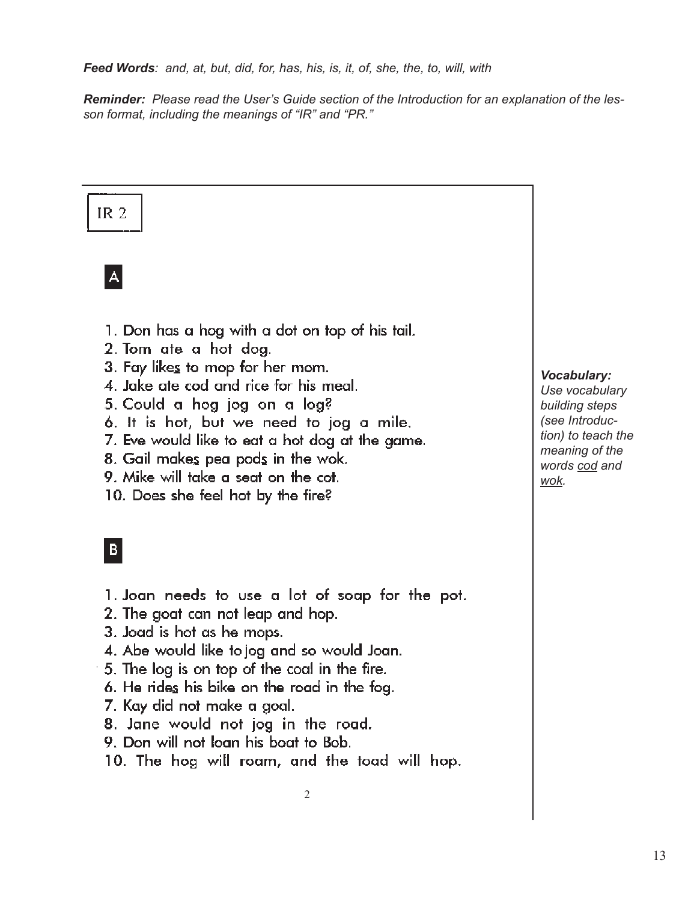***Feed Words**: and, at, but, did, for, has, his, is, it, of, she, the, to, will, with*

***Reminder:** Please read the User's Guide section of the Introduction for an explanation of the lesson format, including the meanings of "IR" and "PR."*

## IR 2

### A

1. Don has a hog with a dot on top of his tail.
2. Tom ate a hot dog.
3. Fay likes to mop for her mom.
4. Jake ate cod and rice for his meal.
5. Could a hog jog on a log?
6. It is hot, but we need to jog a mile.
7. Eve would like to eat a hot dog at the game.
8. Gail makes pea pods in the wok.
9. Mike will take a seat on the cot.
10. Does she feel hot by the fire?

***Vocabulary:** Use vocabulary building steps (see Introduction) to teach the meaning of the words cod and wok.*

### B

1. Joan needs to use a lot of soap for the pot.
2. The goat can not leap and hop.
3. Joad is hot as he mops.
4. Abe would like to jog and so would Joan.
5. The log is on top of the coal in the fire.
6. He rides his bike on the road in the fog.
7. Kay did not make a goal.
8. Jane would not jog in the road.
9. Don will not loan his boat to Bob.
10. The hog will roam, and the toad will hop.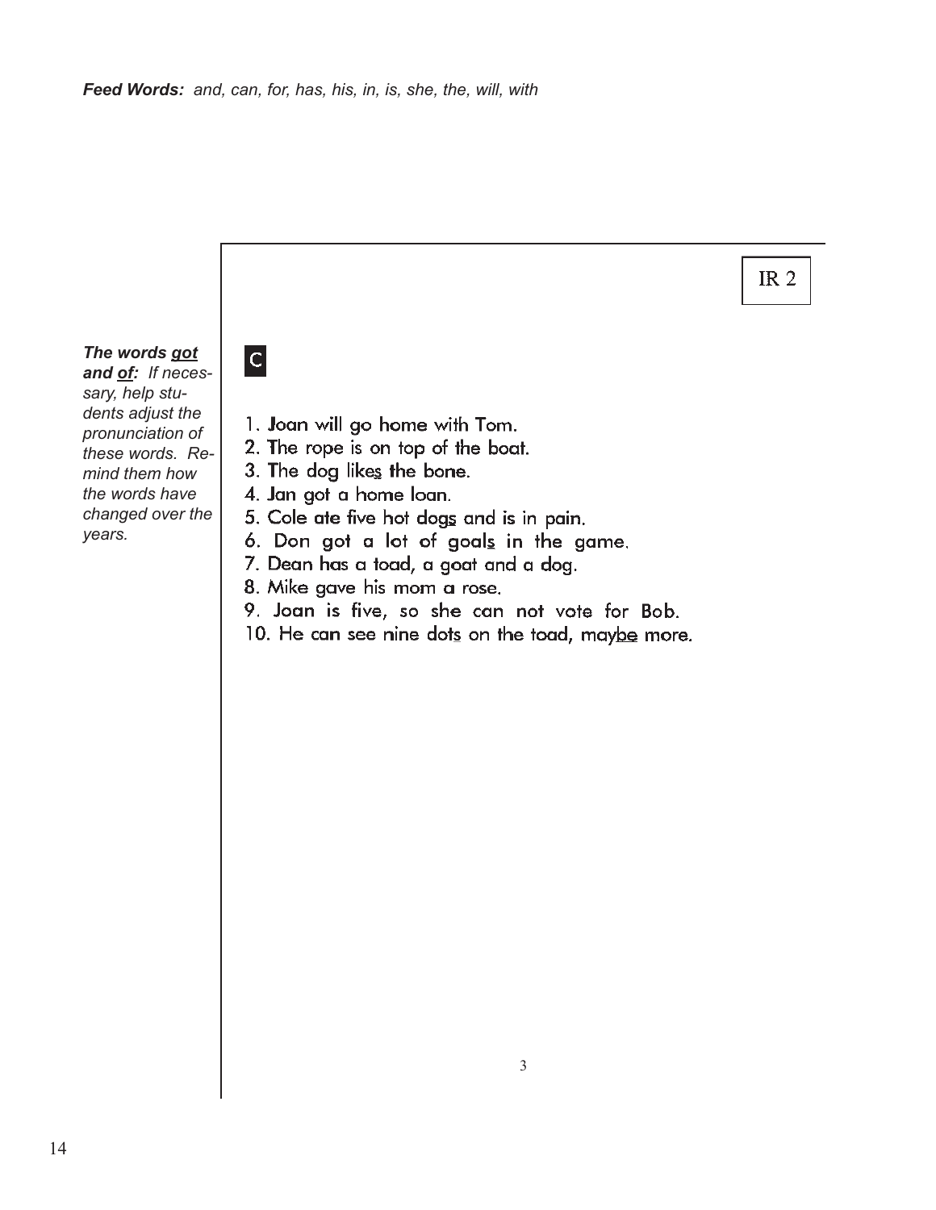***Feed Words:*** *and, can, for, has, his, in, is, she, the, will, with*

IR 2

***The words got and of:*** *If necessary, help students adjust the pronunciation of these words. Remind them how the words have changed over the years.*

C

1. Joan will go home with Tom.
2. The rope is on top of the boat.
3. The dog likes the bone.
4. Jan got a home loan.
5. Cole ate five hot dogs and is in pain.
6. Don got a lot of goals in the game.
7. Dean has a toad, a goat and a dog.
8. Mike gave his mom a rose.
9. Joan is five, so she can not vote for Bob.
10. He can see nine dots on the toad, maybe more.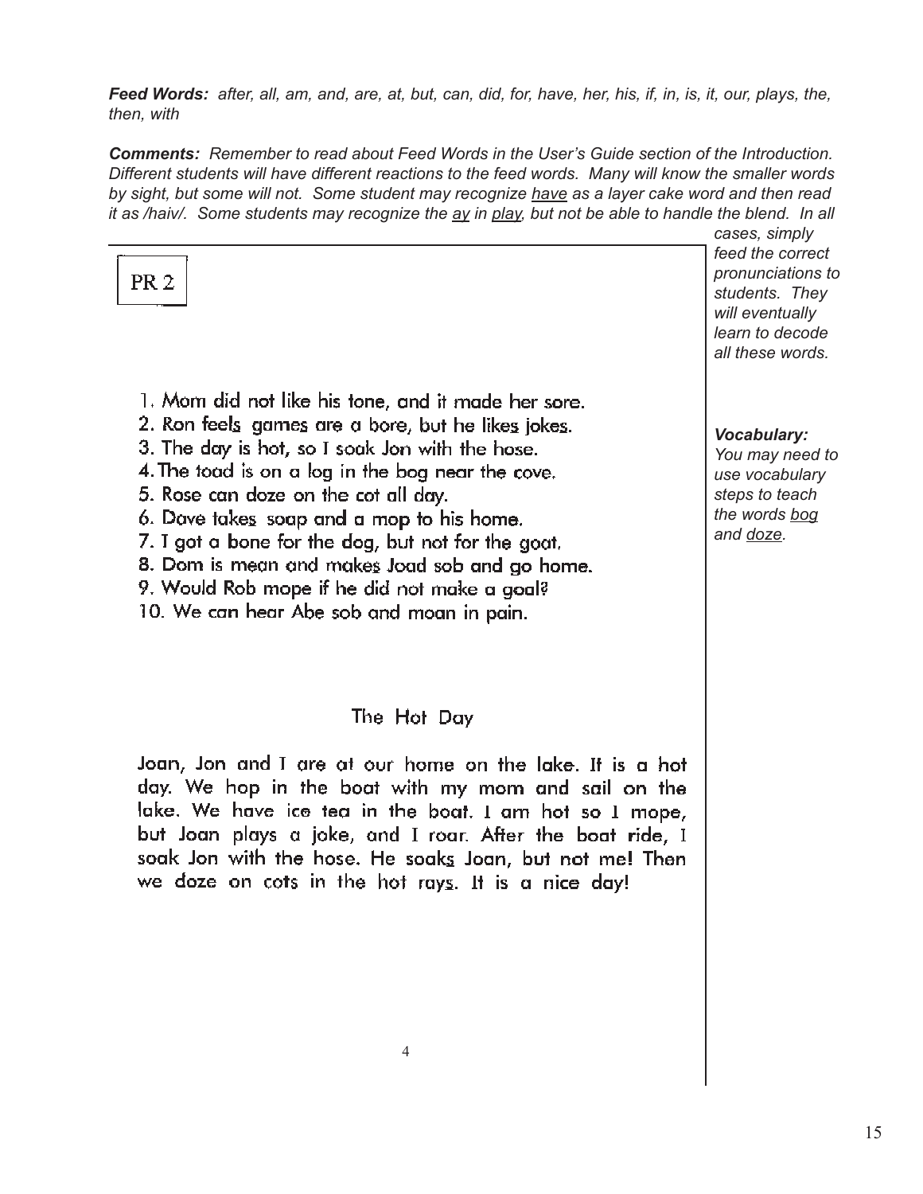***Feed Words:*** *after, all, am, and, are, at, but, can, did, for, have, her, his, if, in, is, it, our, plays, the, then, with*

***Comments:*** *Remember to read about Feed Words in the User's Guide section of the Introduction. Different students will have different reactions to the feed words. Many will know the smaller words by sight, but some will not. Some student may recognize <u>have</u> as a layer cake word and then read it as /haiv/. Some students may recognize the <u>ay</u> in <u>play</u>, but not be able to handle the blend. In all cases, simply feed the correct pronunciations to students. They will eventually learn to decode all these words.*

***Vocabulary:*** *You may need to use vocabulary steps to teach the words <u>bog</u> and <u>doze</u>.*

PR 2

1. Mom did not like his tone, and it made her sore.
2. Ron feel<u>s</u> games are a bore, but he likes jokes.
3. The day is hot, so I soak Jon with the hose.
4. The toad is on a log in the bog near the cove.
5. Rose can doze on the cot all day.
6. Dave take<u>s</u> soap and a mop to his home.
7. I got a bone for the dog, but not for the goat.
8. Dom is mean and make<u>s</u> Joad sob and go home.
9. Would Rob mope if he did not make a goal?
10. We can hear Abe sob and moan in pain.

## The Hot Day

Joan, Jon and I are at our home on the lake. It is a hot day. We hop in the boat with my mom and sail on the lake. We have ice tea in the boat. I am hot so I mope, but Joan plays a joke, and I roar. After the boat ride, I soak Jon with the hose. He soak<u>s</u> Joan, but not me! Then we doze on cots in the hot ray<u>s</u>. It is a nice day!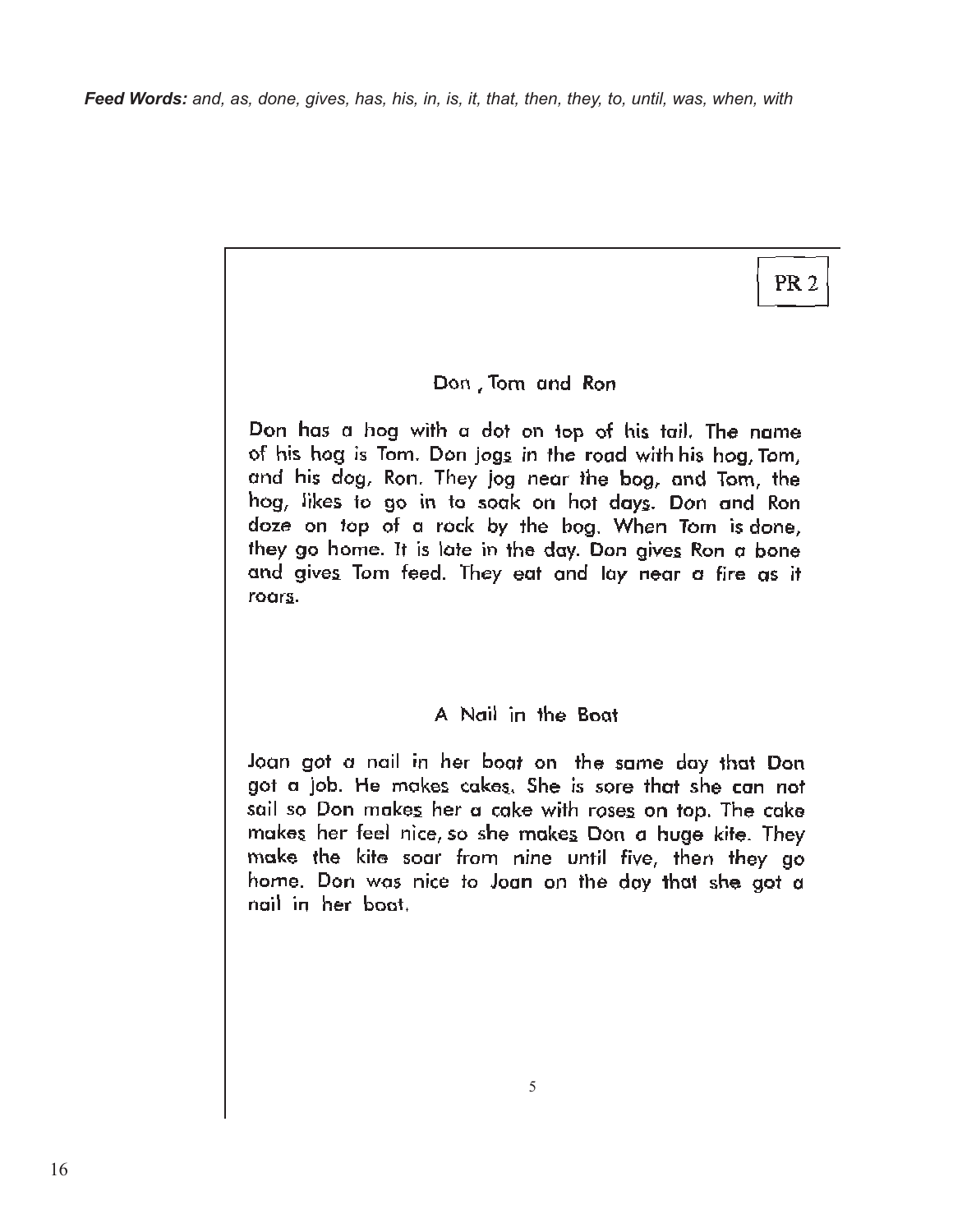***Feed Words:*** *and, as, done, gives, has, his, in, is, it, that, then, they, to, until, was, when, with*

PR 2

## Don , Tom and Ron

Don has a hog with a dot on top of his tail. The name of his hog is Tom. Don jogs in the road with his hog, Tom, and his dog, Ron. They jog near the bog, and Tom, the hog, likes to go in to soak on hot days. Don and Ron doze on top of a rock by the bog. When Tom is done, they go home. It is late in the day. Don gives Ron a bone and gives Tom feed. They eat and lay near a fire as it roars.

## A Nail in the Boat

Joan got a nail in her boat on the same day that Don got a job. He makes cakes. She is sore that she can not sail so Don makes her a cake with roses on top. The cake makes her feel nice, so she makes Don a huge kite. They make the kite soar from nine until five, then they go home. Don was nice to Joan on the day that she got a nail in her boat.